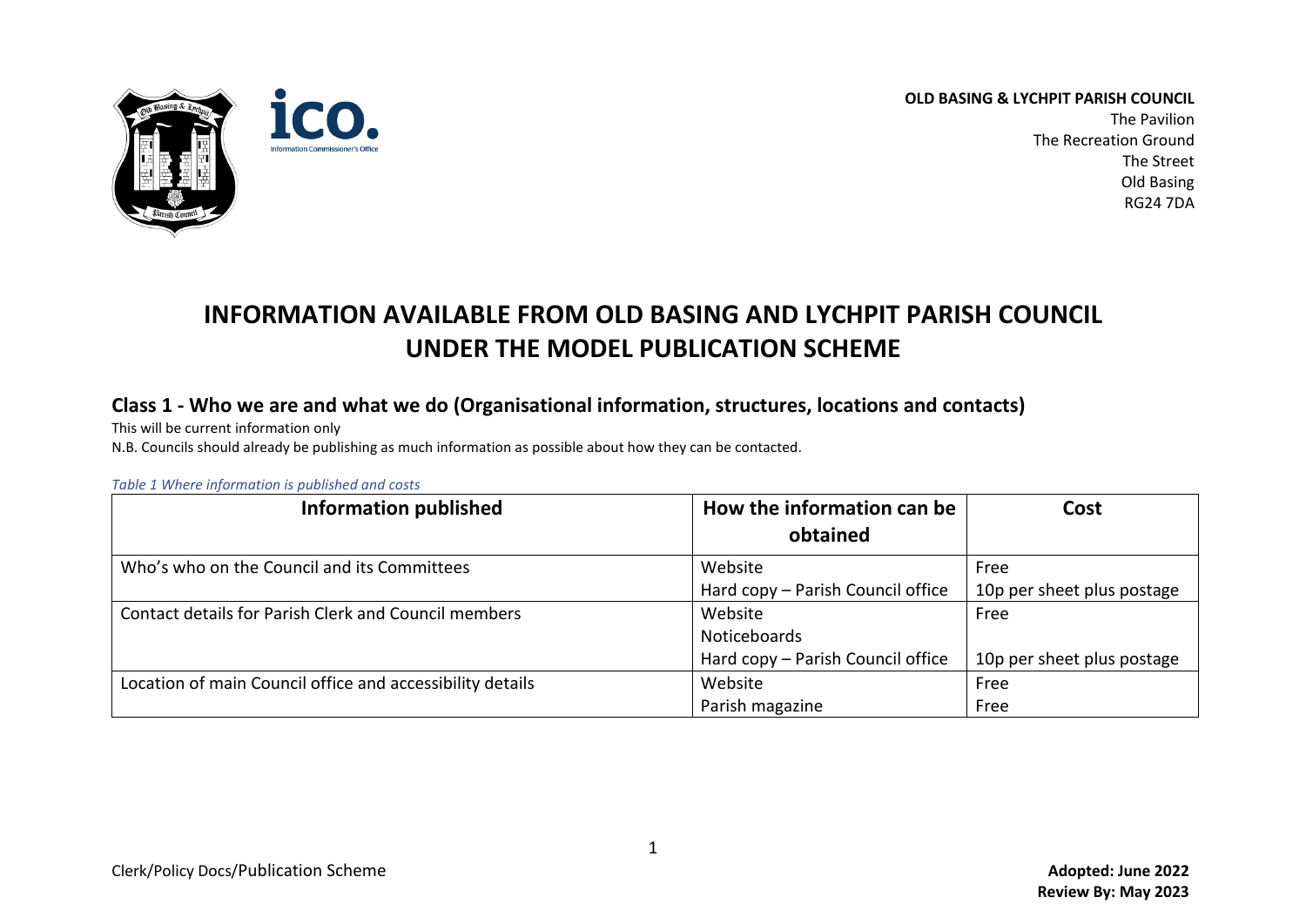**OLD BASING & LYCHPIT PARISH COUNCIL**
The Pavilion
The Recreation Ground
The Street
Old Basing
RG24 7DA

# INFORMATION AVAILABLE FROM OLD BASING AND LYCHPIT PARISH COUNCIL UNDER THE MODEL PUBLICATION SCHEME

## Class 1 - Who we are and what we do (Organisational information, structures, locations and contacts)

This will be current information only
N.B. Councils should already be publishing as much information as possible about how they can be contacted.

*Table 1 Where information is published and costs*

| Information published | How the information can be obtained | Cost |
|---|---|---|
| Who's who on the Council and its Committees | Website<br>Hard copy – Parish Council office | Free<br>10p per sheet plus postage |
| Contact details for Parish Clerk and Council members | Website<br>Noticeboards<br>Hard copy – Parish Council office | Free<br><br>10p per sheet plus postage |
| Location of main Council office and accessibility details | Website<br>Parish magazine | Free<br>Free |

Clerk/Policy Docs/Publication Scheme

**Adopted: June 2022**
**Review By: May 2023**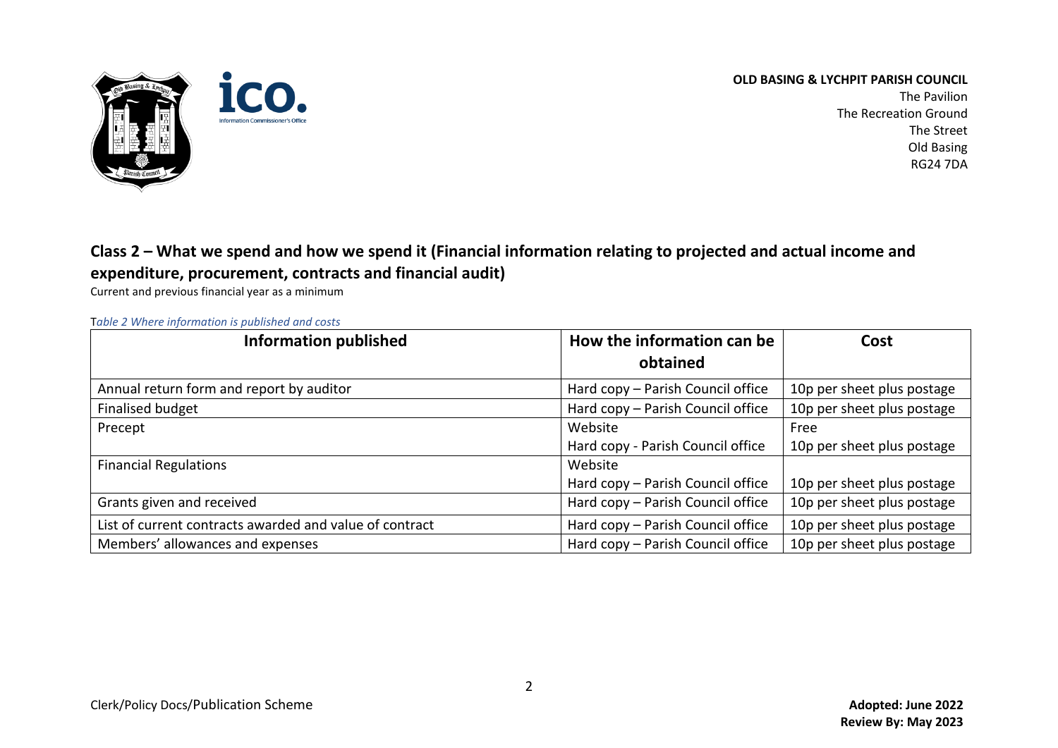**OLD BASING & LYCHPIT PARISH COUNCIL**
The Pavilion
The Recreation Ground
The Street
Old Basing
RG24 7DA

## Class 2 – What we spend and how we spend it (Financial information relating to projected and actual income and expenditure, procurement, contracts and financial audit)

Current and previous financial year as a minimum

*Table 2 Where information is published and costs*

| Information published | How the information can be obtained | Cost |
| --- | --- | --- |
| Annual return form and report by auditor | Hard copy – Parish Council office | 10p per sheet plus postage |
| Finalised budget | Hard copy – Parish Council office | 10p per sheet plus postage |
| Precept | Website<br>Hard copy - Parish Council office | Free<br>10p per sheet plus postage |
| Financial Regulations | Website<br>Hard copy – Parish Council office | <br>10p per sheet plus postage |
| Grants given and received | Hard copy – Parish Council office | 10p per sheet plus postage |
| List of current contracts awarded and value of contract | Hard copy – Parish Council office | 10p per sheet plus postage |
| Members' allowances and expenses | Hard copy – Parish Council office | 10p per sheet plus postage |

Clerk/Policy Docs/Publication Scheme

**Adopted: June 2022**
**Review By: May 2023**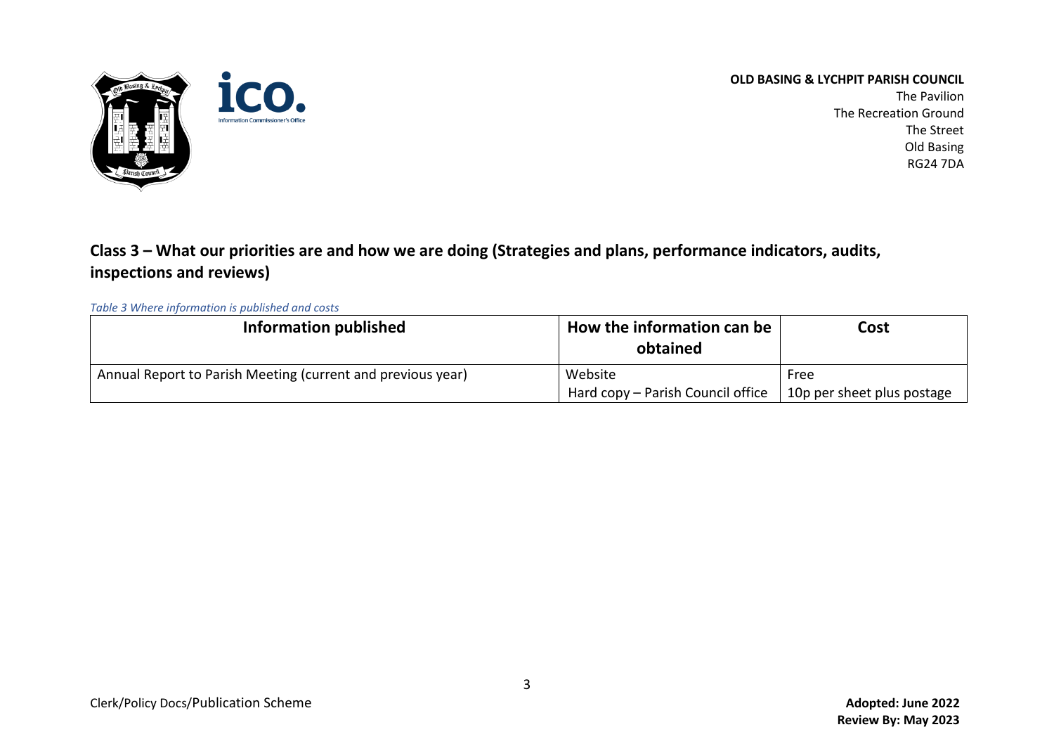**OLD BASING & LYCHPIT PARISH COUNCIL**
The Pavilion
The Recreation Ground
The Street
Old Basing
RG24 7DA

## Class 3 – What our priorities are and how we are doing (Strategies and plans, performance indicators, audits, inspections and reviews)

*Table 3 Where information is published and costs*

| Information published | How the information can be obtained | Cost |
|---|---|---|
| Annual Report to Parish Meeting (current and previous year) | Website<br>Hard copy – Parish Council office | Free<br>10p per sheet plus postage |

Clerk/Policy Docs/Publication Scheme

**Adopted: June 2022**
**Review By: May 2023**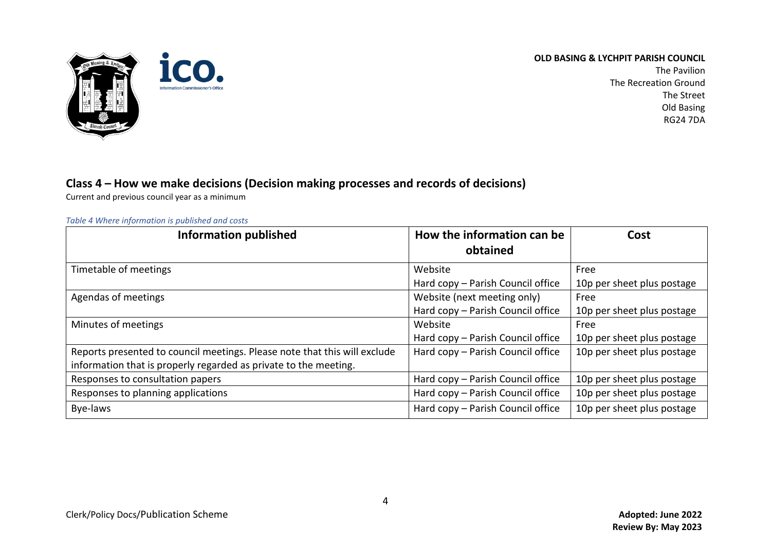**OLD BASING & LYCHPIT PARISH COUNCIL**
The Pavilion
The Recreation Ground
The Street
Old Basing
RG24 7DA

## Class 4 – How we make decisions (Decision making processes and records of decisions)

Current and previous council year as a minimum

*Table 4 Where information is published and costs*

| Information published | How the information can be obtained | Cost |
|---|---|---|
| Timetable of meetings | Website<br>Hard copy – Parish Council office | Free<br>10p per sheet plus postage |
| Agendas of meetings | Website (next meeting only)<br>Hard copy – Parish Council office | Free<br>10p per sheet plus postage |
| Minutes of meetings | Website<br>Hard copy – Parish Council office | Free<br>10p per sheet plus postage |
| Reports presented to council meetings. Please note that this will exclude information that is properly regarded as private to the meeting. | Hard copy – Parish Council office | 10p per sheet plus postage |
| Responses to consultation papers | Hard copy – Parish Council office | 10p per sheet plus postage |
| Responses to planning applications | Hard copy – Parish Council office | 10p per sheet plus postage |
| Bye-laws | Hard copy – Parish Council office | 10p per sheet plus postage |

Clerk/Policy Docs/Publication Scheme

**Adopted: June 2022**
**Review By: May 2023**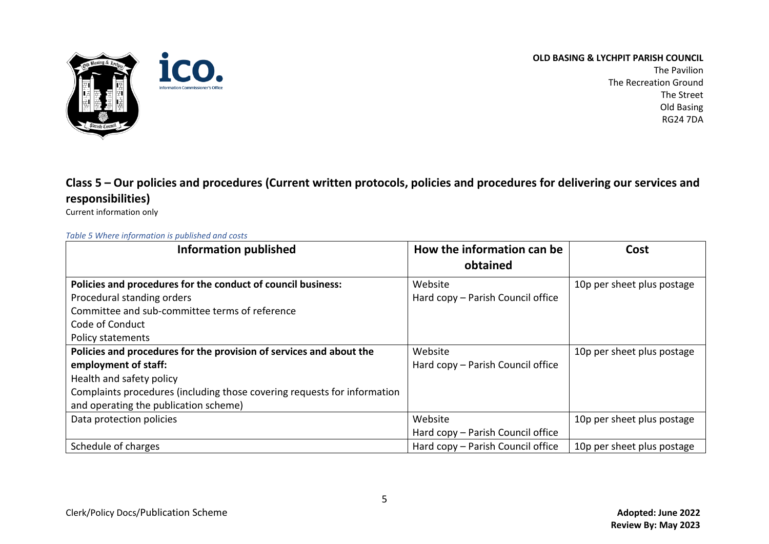**OLD BASING & LYCHPIT PARISH COUNCIL**
The Pavilion
The Recreation Ground
The Street
Old Basing
RG24 7DA

## Class 5 – Our policies and procedures (Current written protocols, policies and procedures for delivering our services and responsibilities)

Current information only

*Table 5 Where information is published and costs*

| Information published | How the information can be obtained | Cost |
|---|---|---|
| **Policies and procedures for the conduct of council business:**<br>Procedural standing orders<br>Committee and sub-committee terms of reference<br>Code of Conduct<br>Policy statements | Website<br>Hard copy – Parish Council office | 10p per sheet plus postage |
| **Policies and procedures for the provision of services and about the employment of staff:**<br>Health and safety policy<br>Complaints procedures (including those covering requests for information and operating the publication scheme) | Website<br>Hard copy – Parish Council office | 10p per sheet plus postage |
| Data protection policies | Website<br>Hard copy – Parish Council office | 10p per sheet plus postage |
| Schedule of charges | Hard copy – Parish Council office | 10p per sheet plus postage |

Clerk/Policy Docs/Publication Scheme

**Adopted: June 2022**
**Review By: May 2023**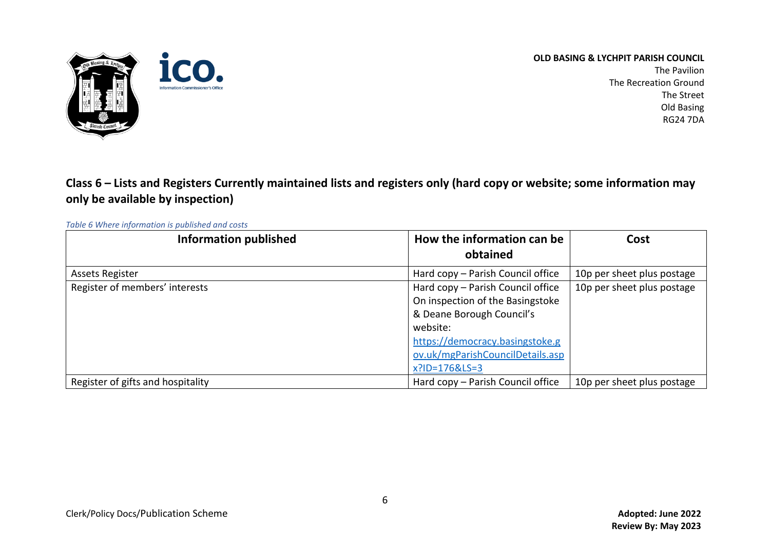**OLD BASING & LYCHPIT PARISH COUNCIL**
The Pavilion
The Recreation Ground
The Street
Old Basing
RG24 7DA

## Class 6 – Lists and Registers Currently maintained lists and registers only (hard copy or website; some information may only be available by inspection)

*Table 6 Where information is published and costs*

| Information published | How the information can be obtained | Cost |
|---|---|---|
| Assets Register | Hard copy – Parish Council office | 10p per sheet plus postage |
| Register of members' interests | Hard copy – Parish Council office<br>On inspection of the Basingstoke & Deane Borough Council's website:<br>https://democracy.basingstoke.gov.uk/mgParishCouncilDetails.aspx?ID=176&LS=3 | 10p per sheet plus postage |
| Register of gifts and hospitality | Hard copy – Parish Council office | 10p per sheet plus postage |

Clerk/Policy Docs/Publication Scheme

**Adopted: June 2022**
**Review By: May 2023**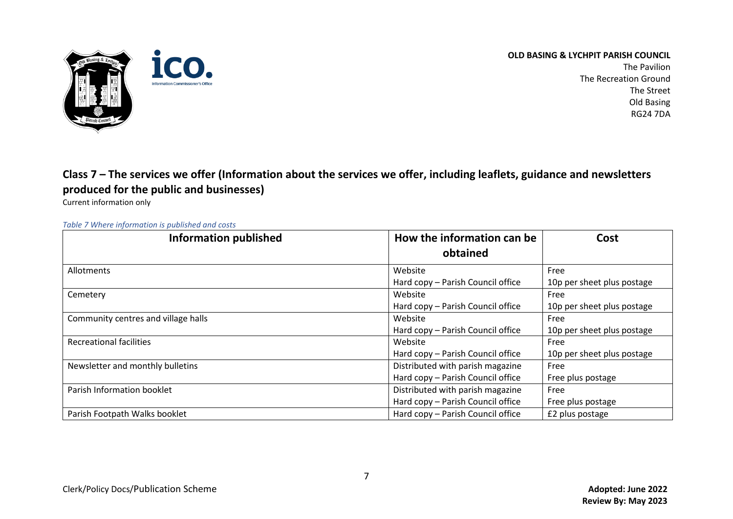## Class 7 – The services we offer (Information about the services we offer, including leaflets, guidance and newsletters produced for the public and businesses)

Current information only

*Table 7 Where information is published and costs*

| Information published | How the information can be obtained | Cost |
| --- | --- | --- |
| Allotments | Website<br>Hard copy – Parish Council office | Free<br>10p per sheet plus postage |
| Cemetery | Website<br>Hard copy – Parish Council office | Free<br>10p per sheet plus postage |
| Community centres and village halls | Website<br>Hard copy – Parish Council office | Free<br>10p per sheet plus postage |
| Recreational facilities | Website<br>Hard copy – Parish Council office | Free<br>10p per sheet plus postage |
| Newsletter and monthly bulletins | Distributed with parish magazine<br>Hard copy – Parish Council office | Free<br>Free plus postage |
| Parish Information booklet | Distributed with parish magazine<br>Hard copy – Parish Council office | Free<br>Free plus postage |
| Parish Footpath Walks booklet | Hard copy – Parish Council office | £2 plus postage |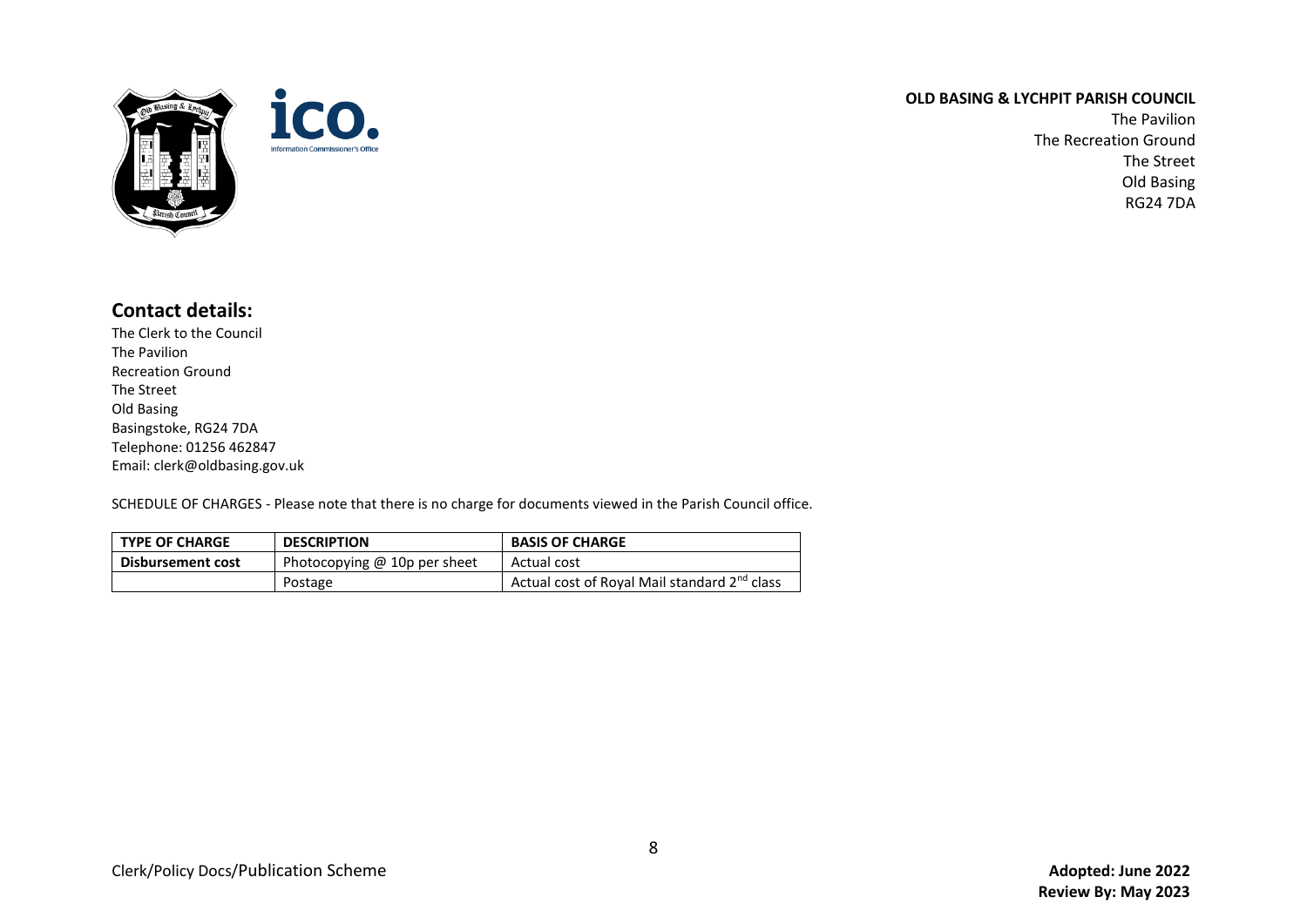**OLD BASING & LYCHPIT PARISH COUNCIL**
The Pavilion
The Recreation Ground
The Street
Old Basing
RG24 7DA

## Contact details:

The Clerk to the Council
The Pavilion
Recreation Ground
The Street
Old Basing
Basingstoke, RG24 7DA
Telephone: 01256 462847
Email: clerk@oldbasing.gov.uk

SCHEDULE OF CHARGES - Please note that there is no charge for documents viewed in the Parish Council office.

| TYPE OF CHARGE | DESCRIPTION | BASIS OF CHARGE |
|---|---|---|
| **Disbursement cost** | Photocopying @ 10p per sheet | Actual cost |
| | Postage | Actual cost of Royal Mail standard 2nd class |

Clerk/Policy Docs/Publication Scheme

**Adopted: June 2022**
**Review By: May 2023**